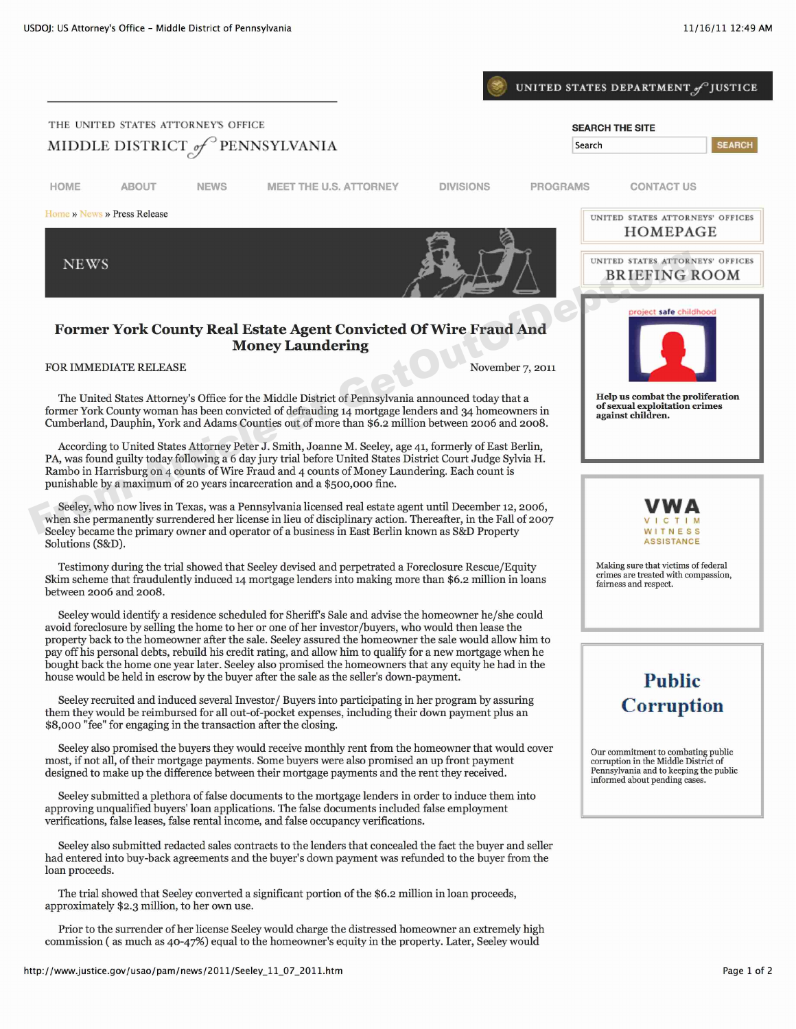# Former York County Real Estate Agent Convicted Of Wire Fraud And Money Laundering

FOR IMMEDIATE RELEASE

November 7, 2011

The United States Attorney's Office for the Middle District of Pennsylvania announced today that a former York County woman has been convicted of defrauding 14 mortgage lenders and 34 homeowners in Cumberland, Dauphin, York and Adams Counties out of more than $6.2 million between 2006 and 2008.

According to United States Attorney Peter J. Smith, Joanne M. Seeley, age 41, formerly of East Berlin, PA, was found guilty today following a 6 day jury trial before United States District Court Judge Sylvia H. Rambo in Harrisburg on 4 counts of Wire Fraud and 4 counts of Money Laundering. Each count is punishable by a maximum of 20 years incarceration and a $500,000 fine.

Seeley, who now lives in Texas, was a Pennsylvania licensed real estate agent until December 12, 2006, when she permanently surrendered her license in lieu of disciplinary action. Thereafter, in the Fall of 2007 Seeley became the primary owner and operator of a business in East Berlin known as S&D Property Solutions (S&D).

Testimony during the trial showed that Seeley devised and perpetrated a Foreclosure Rescue/Equity Skim scheme that fraudulently induced 14 mortgage lenders into making more than $6.2 million in loans between 2006 and 2008.

Seeley would identify a residence scheduled for Sheriff's Sale and advise the homeowner he/she could avoid foreclosure by selling the home to her or one of her investor/buyers, who would then lease the property back to the homeowner after the sale. Seeley assured the homeowner the sale would allow him to pay off his personal debts, rebuild his credit rating, and allow him to qualify for a new mortgage when he bought back the home one year later. Seeley also promised the homeowners that any equity he had in the house would be held in escrow by the buyer after the sale as the seller's down-payment.

Seeley recruited and induced several Investor/ Buyers into participating in her program by assuring them they would be reimbursed for all out-of-pocket expenses, including their down payment plus an $8,000 "fee" for engaging in the transaction after the closing.

Seeley also promised the buyers they would receive monthly rent from the homeowner that would cover most, if not all, of their mortgage payments. Some buyers were also promised an up front payment designed to make up the difference between their mortgage payments and the rent they received.

Seeley submitted a plethora of false documents to the mortgage lenders in order to induce them into approving unqualified buyers' loan applications. The false documents included false employment verifications, false leases, false rental income, and false occupancy verifications.

Seeley also submitted redacted sales contracts to the lenders that concealed the fact the buyer and seller had entered into buy-back agreements and the buyer's down payment was refunded to the buyer from the loan proceeds.

The trial showed that Seeley converted a significant portion of the $6.2 million in loan proceeds, approximately $2.3 million, to her own use.

Prior to the surrender of her license Seeley would charge the distressed homeowner an extremely high commission ( as much as 40-47%) equal to the homeowner's equity in the property. Later, Seeley would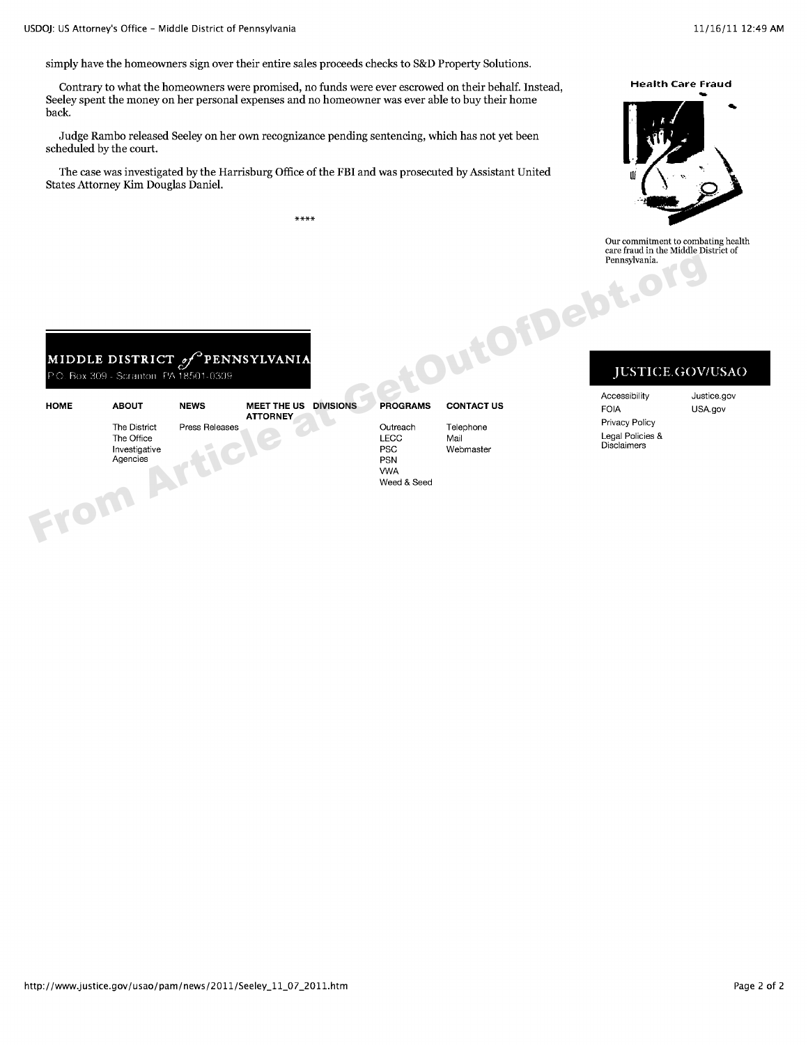simply have the homeowners sign over their entire sales proceeds checks to S&D Property Solutions.

Contrary to what the homeowners were promised, no funds were ever escrowed on their behalf. Instead, Seeley spent the money on her personal expenses and no homeowner was ever able to buy their home back.

Judge Rambo released Seeley on her own recognizance pending sentencing, which has not yet been scheduled by the court.

The case was investigated by the Harrisburg Office of the FBI and was prosecuted by Assistant United States Attorney Kim Douglas Daniel.

****

**Health Care Fraud**

Our commitment to combating health care fraud in the Middle District of Pennsylvania.

MIDDLE DISTRICT *of* PENNSYLVANIA
P.O. Box 309 - Scranton, PA 18501-0309

**HOME**

**ABOUT**
The District
The Office
Investigative Agencies

**NEWS**
Press Releases

**MEET THE US ATTORNEY**

**DIVISIONS**

**PROGRAMS**
Outreach
LECC
PSC
PSN
VWA
Weed & Seed

**CONTACT US**
Telephone
Mail
Webmaster

JUSTICE.GOV/USAO

Accessibility
FOIA
Privacy Policy
Legal Policies & Disclaimers
Justice.gov
USA.gov